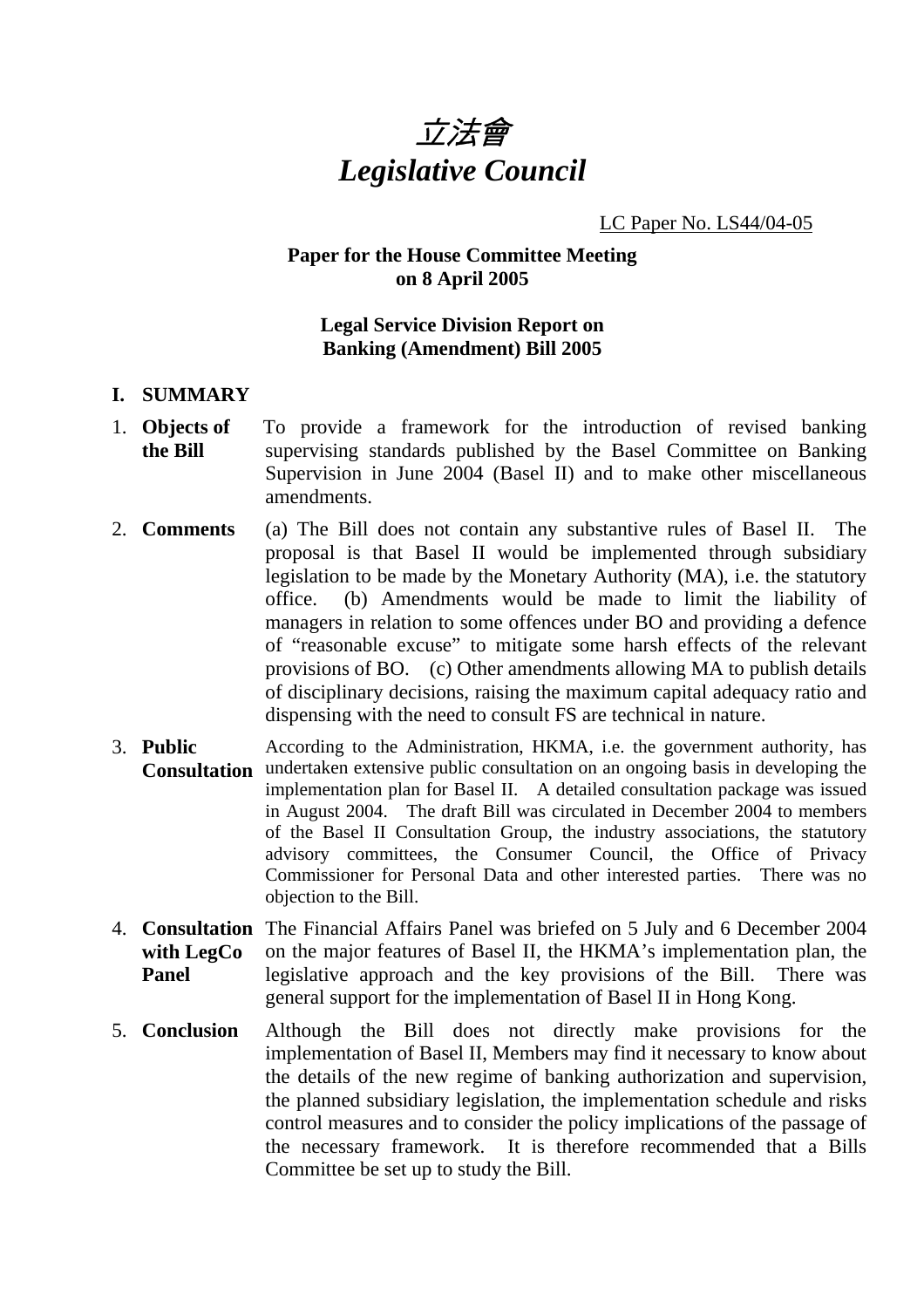# *立法會*
# *Legislative Council*

LC Paper No. LS44/04-05

**Paper for the House Committee Meeting on 8 April 2005**

**Legal Service Division Report on Banking (Amendment) Bill 2005**

## I. SUMMARY

1. **Objects of the Bill** To provide a framework for the introduction of revised banking supervising standards published by the Basel Committee on Banking Supervision in June 2004 (Basel II) and to make other miscellaneous amendments.

2. **Comments** (a) The Bill does not contain any substantive rules of Basel II. The proposal is that Basel II would be implemented through subsidiary legislation to be made by the Monetary Authority (MA), i.e. the statutory office. (b) Amendments would be made to limit the liability of managers in relation to some offences under BO and providing a defence of "reasonable excuse" to mitigate some harsh effects of the relevant provisions of BO. (c) Other amendments allowing MA to publish details of disciplinary decisions, raising the maximum capital adequacy ratio and dispensing with the need to consult FS are technical in nature.

3. **Public Consultation** According to the Administration, HKMA, i.e. the government authority, has undertaken extensive public consultation on an ongoing basis in developing the implementation plan for Basel II. A detailed consultation package was issued in August 2004. The draft Bill was circulated in December 2004 to members of the Basel II Consultation Group, the industry associations, the statutory advisory committees, the Consumer Council, the Office of Privacy Commissioner for Personal Data and other interested parties. There was no objection to the Bill.

4. **Consultation with LegCo Panel** The Financial Affairs Panel was briefed on 5 July and 6 December 2004 on the major features of Basel II, the HKMA's implementation plan, the legislative approach and the key provisions of the Bill. There was general support for the implementation of Basel II in Hong Kong.

5. **Conclusion** Although the Bill does not directly make provisions for the implementation of Basel II, Members may find it necessary to know about the details of the new regime of banking authorization and supervision, the planned subsidiary legislation, the implementation schedule and risks control measures and to consider the policy implications of the passage of the necessary framework. It is therefore recommended that a Bills Committee be set up to study the Bill.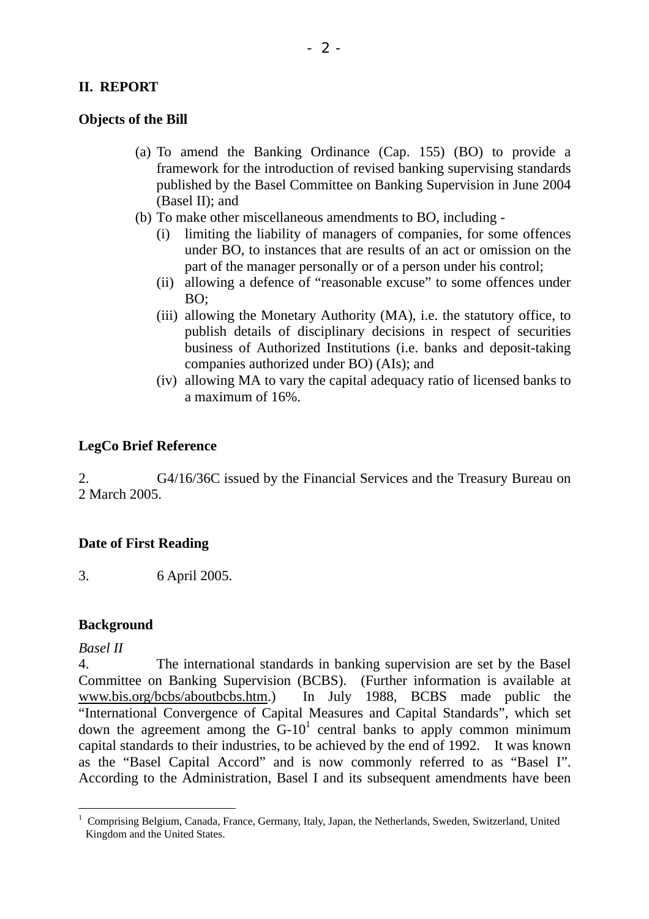## II. REPORT

### Objects of the Bill

(a) To amend the Banking Ordinance (Cap. 155) (BO) to provide a framework for the introduction of revised banking supervising standards published by the Basel Committee on Banking Supervision in June 2004 (Basel II); and

(b) To make other miscellaneous amendments to BO, including -

   (i) limiting the liability of managers of companies, for some offences under BO, to instances that are results of an act or omission on the part of the manager personally or of a person under his control;

   (ii) allowing a defence of "reasonable excuse" to some offences under BO;

   (iii) allowing the Monetary Authority (MA), i.e. the statutory office, to publish details of disciplinary decisions in respect of securities business of Authorized Institutions (i.e. banks and deposit-taking companies authorized under BO) (AIs); and

   (iv) allowing MA to vary the capital adequacy ratio of licensed banks to a maximum of 16%.

### LegCo Brief Reference

2. G4/16/36C issued by the Financial Services and the Treasury Bureau on 2 March 2005.

### Date of First Reading

3. 6 April 2005.

### Background

*Basel II*

4. The international standards in banking supervision are set by the Basel Committee on Banking Supervision (BCBS). (Further information is available at www.bis.org/bcbs/aboutbcbs.htm.) In July 1988, BCBS made public the "International Convergence of Capital Measures and Capital Standards", which set down the agreement among the G-10[1] central banks to apply common minimum capital standards to their industries, to be achieved by the end of 1992. It was known as the "Basel Capital Accord" and is now commonly referred to as "Basel I". According to the Administration, Basel I and its subsequent amendments have been

[1] Comprising Belgium, Canada, France, Germany, Italy, Japan, the Netherlands, Sweden, Switzerland, United Kingdom and the United States.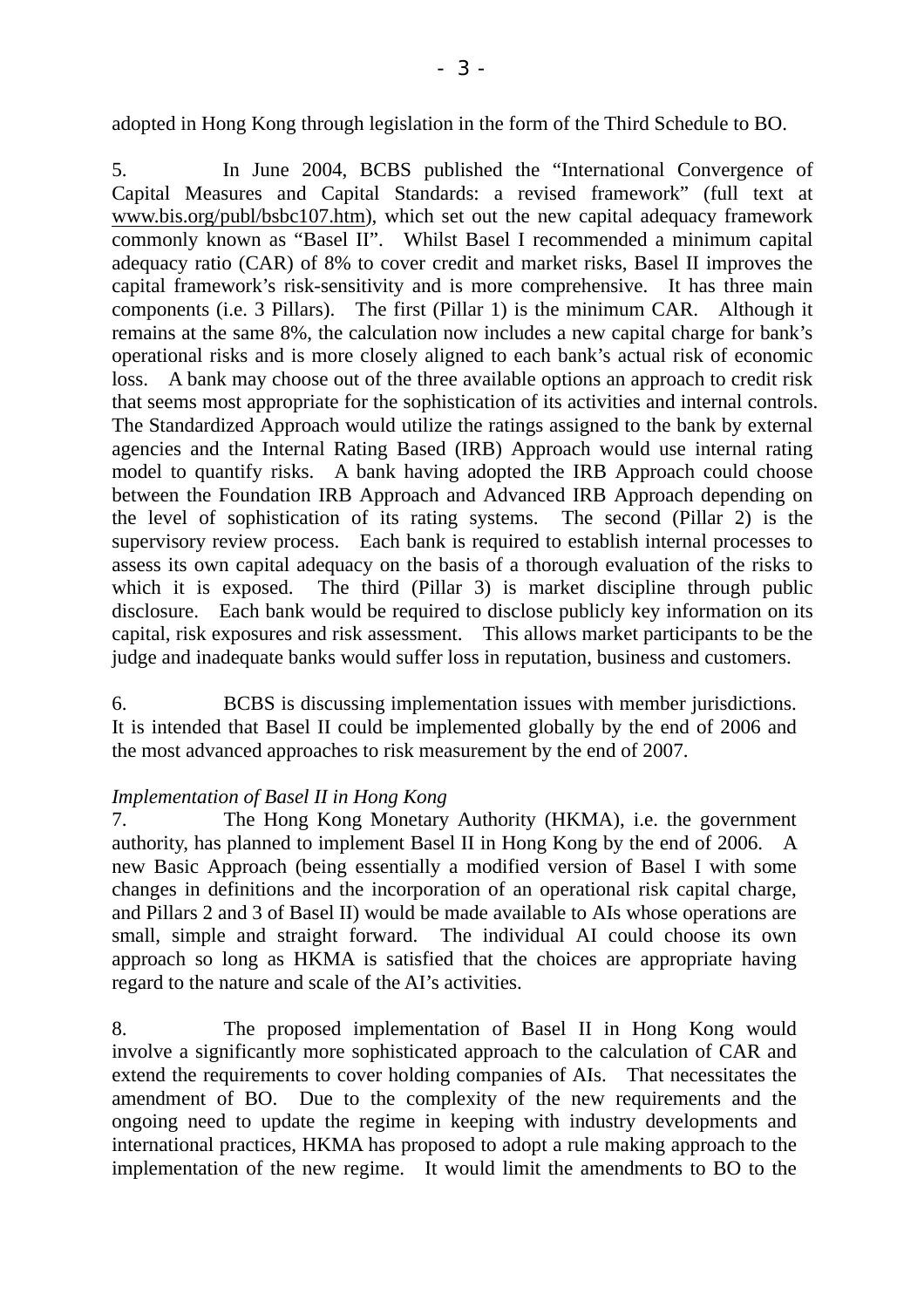adopted in Hong Kong through legislation in the form of the Third Schedule to BO.

5. In June 2004, BCBS published the "International Convergence of Capital Measures and Capital Standards: a revised framework" (full text at www.bis.org/publ/bsbc107.htm), which set out the new capital adequacy framework commonly known as "Basel II". Whilst Basel I recommended a minimum capital adequacy ratio (CAR) of 8% to cover credit and market risks, Basel II improves the capital framework's risk-sensitivity and is more comprehensive. It has three main components (i.e. 3 Pillars). The first (Pillar 1) is the minimum CAR. Although it remains at the same 8%, the calculation now includes a new capital charge for bank's operational risks and is more closely aligned to each bank's actual risk of economic loss. A bank may choose out of the three available options an approach to credit risk that seems most appropriate for the sophistication of its activities and internal controls. The Standardized Approach would utilize the ratings assigned to the bank by external agencies and the Internal Rating Based (IRB) Approach would use internal rating model to quantify risks. A bank having adopted the IRB Approach could choose between the Foundation IRB Approach and Advanced IRB Approach depending on the level of sophistication of its rating systems. The second (Pillar 2) is the supervisory review process. Each bank is required to establish internal processes to assess its own capital adequacy on the basis of a thorough evaluation of the risks to which it is exposed. The third (Pillar 3) is market discipline through public disclosure. Each bank would be required to disclose publicly key information on its capital, risk exposures and risk assessment. This allows market participants to be the judge and inadequate banks would suffer loss in reputation, business and customers.

6. BCBS is discussing implementation issues with member jurisdictions. It is intended that Basel II could be implemented globally by the end of 2006 and the most advanced approaches to risk measurement by the end of 2007.

*Implementation of Basel II in Hong Kong*

7. The Hong Kong Monetary Authority (HKMA), i.e. the government authority, has planned to implement Basel II in Hong Kong by the end of 2006. A new Basic Approach (being essentially a modified version of Basel I with some changes in definitions and the incorporation of an operational risk capital charge, and Pillars 2 and 3 of Basel II) would be made available to AIs whose operations are small, simple and straight forward. The individual AI could choose its own approach so long as HKMA is satisfied that the choices are appropriate having regard to the nature and scale of the AI's activities.

8. The proposed implementation of Basel II in Hong Kong would involve a significantly more sophisticated approach to the calculation of CAR and extend the requirements to cover holding companies of AIs. That necessitates the amendment of BO. Due to the complexity of the new requirements and the ongoing need to update the regime in keeping with industry developments and international practices, HKMA has proposed to adopt a rule making approach to the implementation of the new regime. It would limit the amendments to BO to the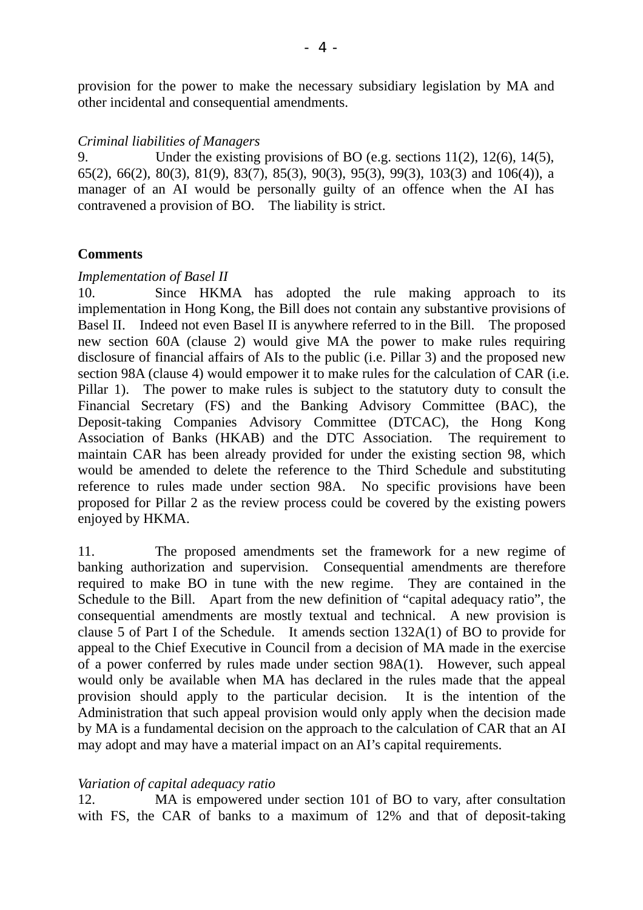provision for the power to make the necessary subsidiary legislation by MA and other incidental and consequential amendments.

*Criminal liabilities of Managers*

9. Under the existing provisions of BO (e.g. sections 11(2), 12(6), 14(5), 65(2), 66(2), 80(3), 81(9), 83(7), 85(3), 90(3), 95(3), 99(3), 103(3) and 106(4)), a manager of an AI would be personally guilty of an offence when the AI has contravened a provision of BO. The liability is strict.

**Comments**

*Implementation of Basel II*

10. Since HKMA has adopted the rule making approach to its implementation in Hong Kong, the Bill does not contain any substantive provisions of Basel II. Indeed not even Basel II is anywhere referred to in the Bill. The proposed new section 60A (clause 2) would give MA the power to make rules requiring disclosure of financial affairs of AIs to the public (i.e. Pillar 3) and the proposed new section 98A (clause 4) would empower it to make rules for the calculation of CAR (i.e. Pillar 1). The power to make rules is subject to the statutory duty to consult the Financial Secretary (FS) and the Banking Advisory Committee (BAC), the Deposit-taking Companies Advisory Committee (DTCAC), the Hong Kong Association of Banks (HKAB) and the DTC Association. The requirement to maintain CAR has been already provided for under the existing section 98, which would be amended to delete the reference to the Third Schedule and substituting reference to rules made under section 98A. No specific provisions have been proposed for Pillar 2 as the review process could be covered by the existing powers enjoyed by HKMA.

11. The proposed amendments set the framework for a new regime of banking authorization and supervision. Consequential amendments are therefore required to make BO in tune with the new regime. They are contained in the Schedule to the Bill. Apart from the new definition of "capital adequacy ratio", the consequential amendments are mostly textual and technical. A new provision is clause 5 of Part I of the Schedule. It amends section 132A(1) of BO to provide for appeal to the Chief Executive in Council from a decision of MA made in the exercise of a power conferred by rules made under section 98A(1). However, such appeal would only be available when MA has declared in the rules made that the appeal provision should apply to the particular decision. It is the intention of the Administration that such appeal provision would only apply when the decision made by MA is a fundamental decision on the approach to the calculation of CAR that an AI may adopt and may have a material impact on an AI's capital requirements.

*Variation of capital adequacy ratio*

12. MA is empowered under section 101 of BO to vary, after consultation with FS, the CAR of banks to a maximum of 12% and that of deposit-taking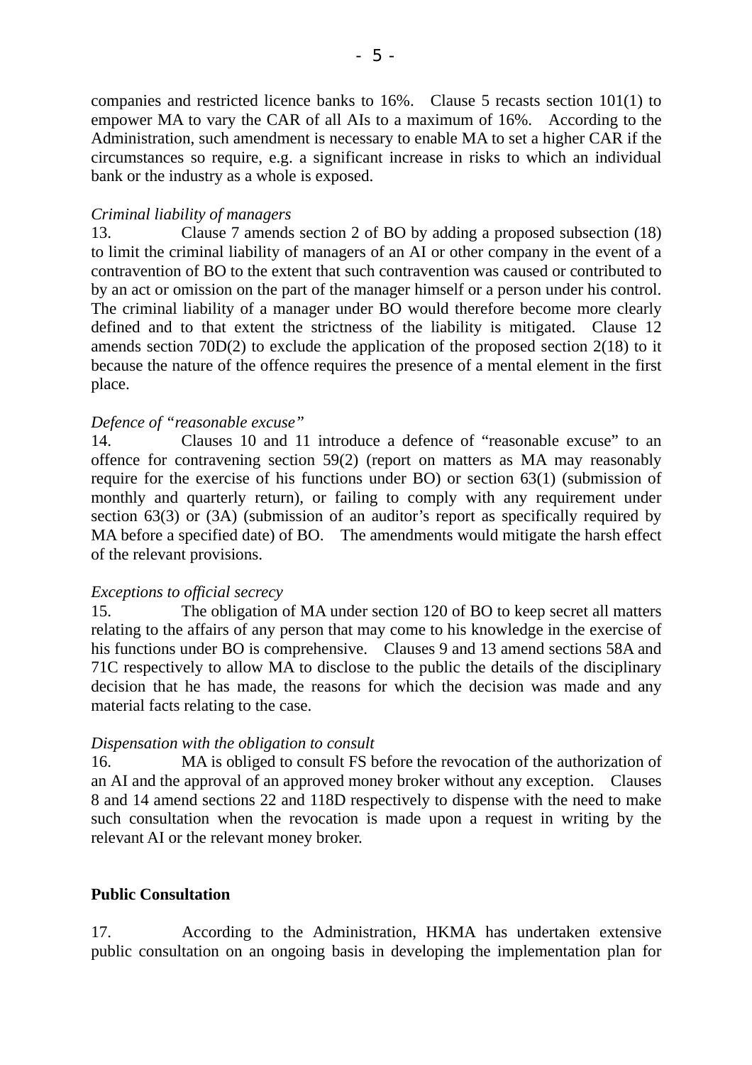companies and restricted licence banks to 16%. Clause 5 recasts section 101(1) to empower MA to vary the CAR of all AIs to a maximum of 16%. According to the Administration, such amendment is necessary to enable MA to set a higher CAR if the circumstances so require, e.g. a significant increase in risks to which an individual bank or the industry as a whole is exposed.

*Criminal liability of managers*

13. Clause 7 amends section 2 of BO by adding a proposed subsection (18) to limit the criminal liability of managers of an AI or other company in the event of a contravention of BO to the extent that such contravention was caused or contributed to by an act or omission on the part of the manager himself or a person under his control. The criminal liability of a manager under BO would therefore become more clearly defined and to that extent the strictness of the liability is mitigated. Clause 12 amends section 70D(2) to exclude the application of the proposed section 2(18) to it because the nature of the offence requires the presence of a mental element in the first place.

*Defence of "reasonable excuse"*

14. Clauses 10 and 11 introduce a defence of "reasonable excuse" to an offence for contravening section 59(2) (report on matters as MA may reasonably require for the exercise of his functions under BO) or section 63(1) (submission of monthly and quarterly return), or failing to comply with any requirement under section 63(3) or (3A) (submission of an auditor's report as specifically required by MA before a specified date) of BO. The amendments would mitigate the harsh effect of the relevant provisions.

*Exceptions to official secrecy*

15. The obligation of MA under section 120 of BO to keep secret all matters relating to the affairs of any person that may come to his knowledge in the exercise of his functions under BO is comprehensive. Clauses 9 and 13 amend sections 58A and 71C respectively to allow MA to disclose to the public the details of the disciplinary decision that he has made, the reasons for which the decision was made and any material facts relating to the case.

*Dispensation with the obligation to consult*

16. MA is obliged to consult FS before the revocation of the authorization of an AI and the approval of an approved money broker without any exception. Clauses 8 and 14 amend sections 22 and 118D respectively to dispense with the need to make such consultation when the revocation is made upon a request in writing by the relevant AI or the relevant money broker.

**Public Consultation**

17. According to the Administration, HKMA has undertaken extensive public consultation on an ongoing basis in developing the implementation plan for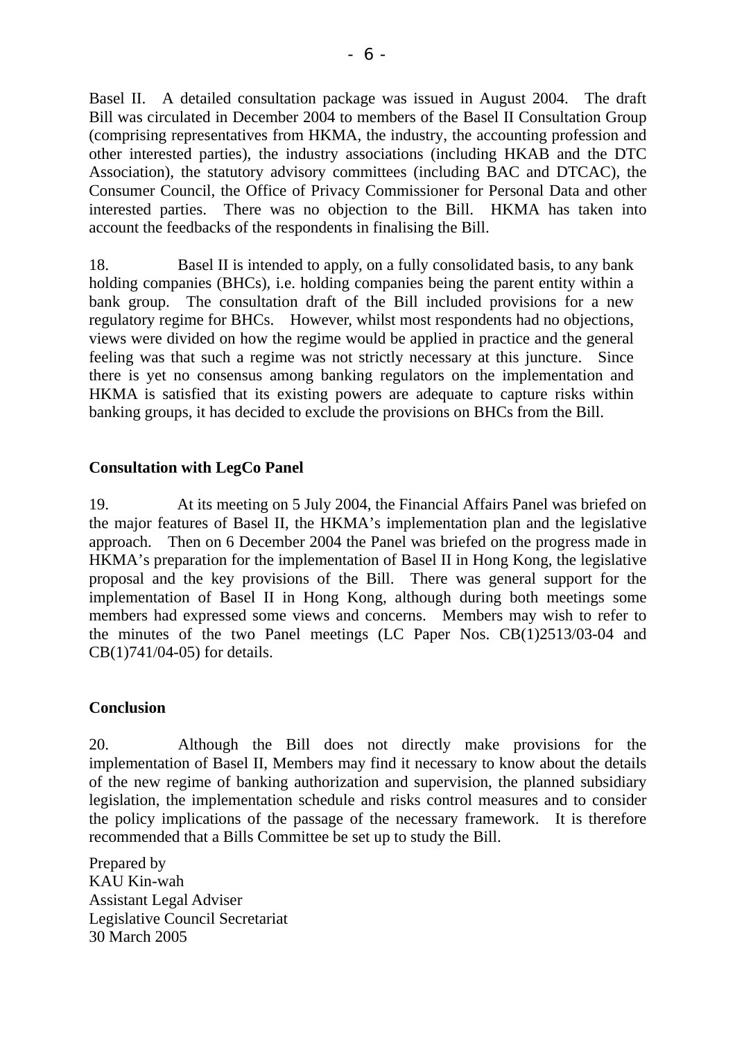Basel II. A detailed consultation package was issued in August 2004. The draft Bill was circulated in December 2004 to members of the Basel II Consultation Group (comprising representatives from HKMA, the industry, the accounting profession and other interested parties), the industry associations (including HKAB and the DTC Association), the statutory advisory committees (including BAC and DTCAC), the Consumer Council, the Office of Privacy Commissioner for Personal Data and other interested parties. There was no objection to the Bill. HKMA has taken into account the feedbacks of the respondents in finalising the Bill.

18. Basel II is intended to apply, on a fully consolidated basis, to any bank holding companies (BHCs), i.e. holding companies being the parent entity within a bank group. The consultation draft of the Bill included provisions for a new regulatory regime for BHCs. However, whilst most respondents had no objections, views were divided on how the regime would be applied in practice and the general feeling was that such a regime was not strictly necessary at this juncture. Since there is yet no consensus among banking regulators on the implementation and HKMA is satisfied that its existing powers are adequate to capture risks within banking groups, it has decided to exclude the provisions on BHCs from the Bill.

**Consultation with LegCo Panel**

19. At its meeting on 5 July 2004, the Financial Affairs Panel was briefed on the major features of Basel II, the HKMA's implementation plan and the legislative approach. Then on 6 December 2004 the Panel was briefed on the progress made in HKMA's preparation for the implementation of Basel II in Hong Kong, the legislative proposal and the key provisions of the Bill. There was general support for the implementation of Basel II in Hong Kong, although during both meetings some members had expressed some views and concerns. Members may wish to refer to the minutes of the two Panel meetings (LC Paper Nos. CB(1)2513/03-04 and CB(1)741/04-05) for details.

**Conclusion**

20. Although the Bill does not directly make provisions for the implementation of Basel II, Members may find it necessary to know about the details of the new regime of banking authorization and supervision, the planned subsidiary legislation, the implementation schedule and risks control measures and to consider the policy implications of the passage of the necessary framework. It is therefore recommended that a Bills Committee be set up to study the Bill.

Prepared by
KAU Kin-wah
Assistant Legal Adviser
Legislative Council Secretariat
30 March 2005